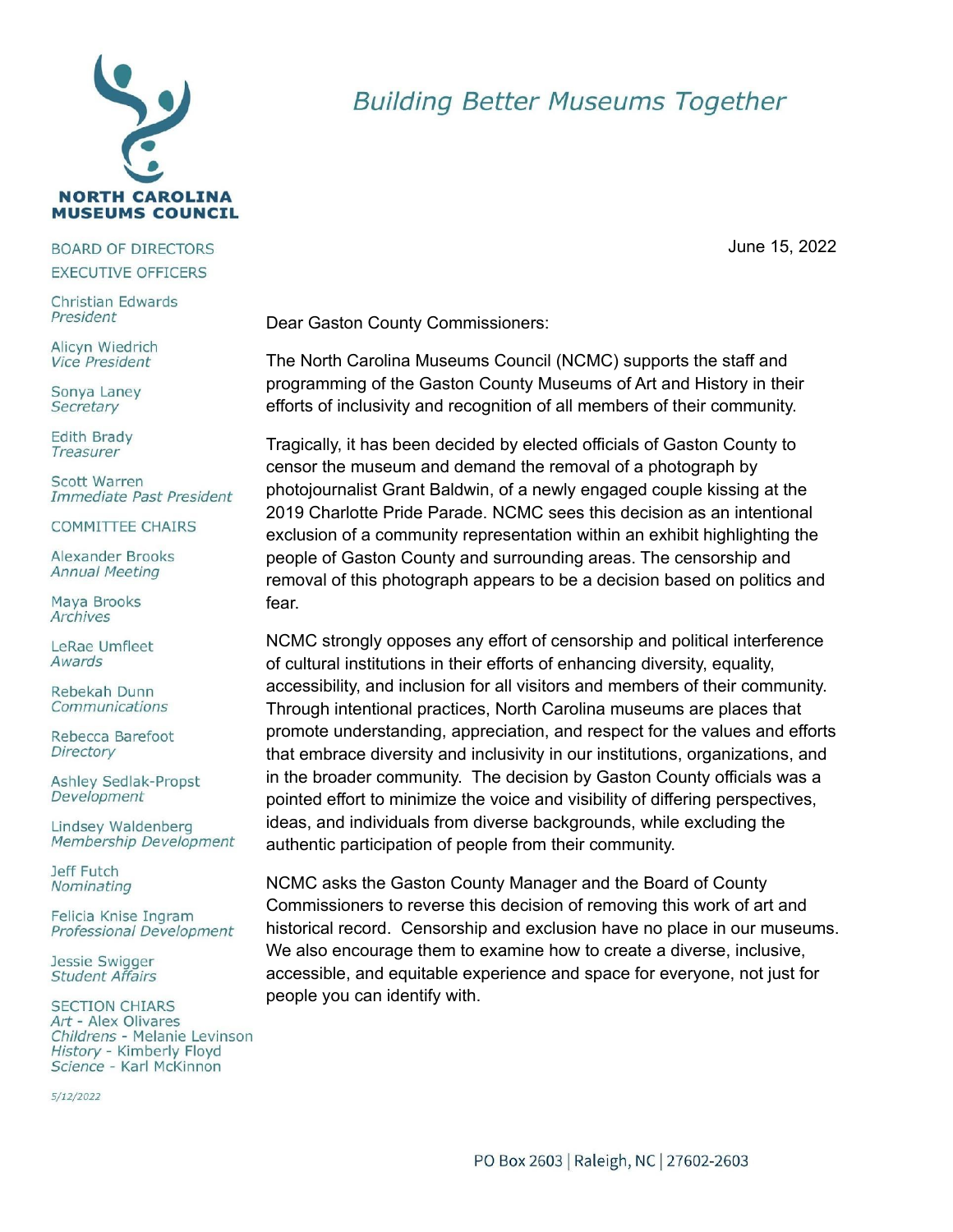# NORTH CAROLINA MUSEUMS COUNCIL

*Building Better Museums Together*

BOARD OF DIRECTORS
EXECUTIVE OFFICERS

Christian Edwards
*President*

Alicyn Wiedrich
*Vice President*

Sonya Laney
*Secretary*

Edith Brady
*Treasurer*

Scott Warren
*Immediate Past President*

COMMITTEE CHAIRS

Alexander Brooks
*Annual Meeting*

Maya Brooks
*Archives*

LeRae Umfleet
*Awards*

Rebekah Dunn
*Communications*

Rebecca Barefoot
*Directory*

Ashley Sedlak-Propst
*Development*

Lindsey Waldenberg
*Membership Development*

Jeff Futch
*Nominating*

Felicia Knise Ingram
*Professional Development*

Jessie Swigger
*Student Affairs*

SECTION CHIARS
*Art* - Alex Olivares
*Childrens* - Melanie Levinson
*History* - Kimberly Floyd
*Science* - Karl McKinnon

*5/12/2022*

June 15, 2022

Dear Gaston County Commissioners:

The North Carolina Museums Council (NCMC) supports the staff and programming of the Gaston County Museums of Art and History in their efforts of inclusivity and recognition of all members of their community.

Tragically, it has been decided by elected officials of Gaston County to censor the museum and demand the removal of a photograph by photojournalist Grant Baldwin, of a newly engaged couple kissing at the 2019 Charlotte Pride Parade. NCMC sees this decision as an intentional exclusion of a community representation within an exhibit highlighting the people of Gaston County and surrounding areas. The censorship and removal of this photograph appears to be a decision based on politics and fear.

NCMC strongly opposes any effort of censorship and political interference of cultural institutions in their efforts of enhancing diversity, equality, accessibility, and inclusion for all visitors and members of their community. Through intentional practices, North Carolina museums are places that promote understanding, appreciation, and respect for the values and efforts that embrace diversity and inclusivity in our institutions, organizations, and in the broader community. The decision by Gaston County officials was a pointed effort to minimize the voice and visibility of differing perspectives, ideas, and individuals from diverse backgrounds, while excluding the authentic participation of people from their community.

NCMC asks the Gaston County Manager and the Board of County Commissioners to reverse this decision of removing this work of art and historical record. Censorship and exclusion have no place in our museums. We also encourage them to examine how to create a diverse, inclusive, accessible, and equitable experience and space for everyone, not just for people you can identify with.

PO Box 2603 | Raleigh, NC | 27602-2603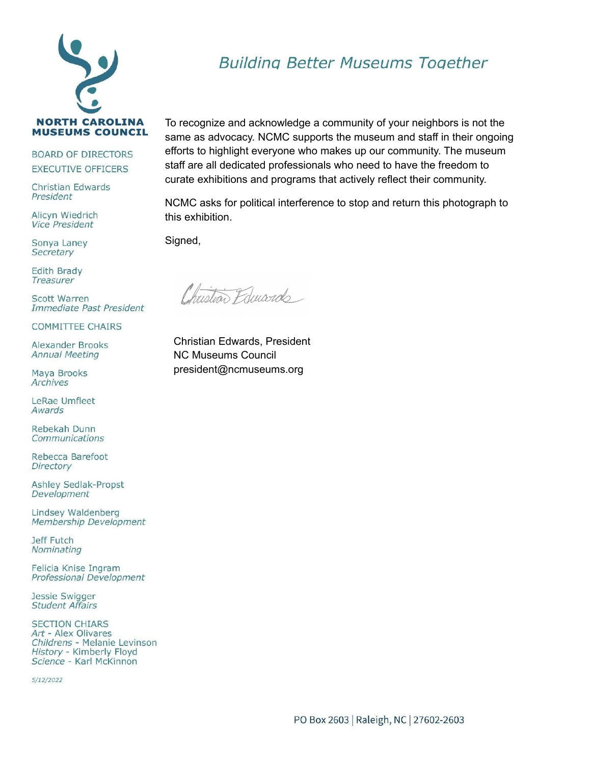**NORTH CAROLINA MUSEUMS COUNCIL**

BOARD OF DIRECTORS

EXECUTIVE OFFICERS

Christian Edwards
*President*

Alicyn Wiedrich
*Vice President*

Sonya Laney
*Secretary*

Edith Brady
*Treasurer*

Scott Warren
*Immediate Past President*

COMMITTEE CHAIRS

Alexander Brooks
*Annual Meeting*

Maya Brooks
*Archives*

LeRae Umfleet
*Awards*

Rebekah Dunn
*Communications*

Rebecca Barefoot
*Directory*

Ashley Sedlak-Propst
*Development*

Lindsey Waldenberg
*Membership Development*

Jeff Futch
*Nominating*

Felicia Knise Ingram
*Professional Development*

Jessie Swigger
*Student Affairs*

SECTION CHIARS
*Art* - Alex Olivares
*Childrens* - Melanie Levinson
*History* - Kimberly Floyd
*Science* - Karl McKinnon

*5/12/2022*

*Building Better Museums Together*

To recognize and acknowledge a community of your neighbors is not the same as advocacy. NCMC supports the museum and staff in their ongoing efforts to highlight everyone who makes up our community. The museum staff are all dedicated professionals who need to have the freedom to curate exhibitions and programs that actively reflect their community.

NCMC asks for political interference to stop and return this photograph to this exhibition.

Signed,

Christian Edwards

Christian Edwards, President
NC Museums Council
president@ncmuseums.org

PO Box 2603 | Raleigh, NC | 27602-2603